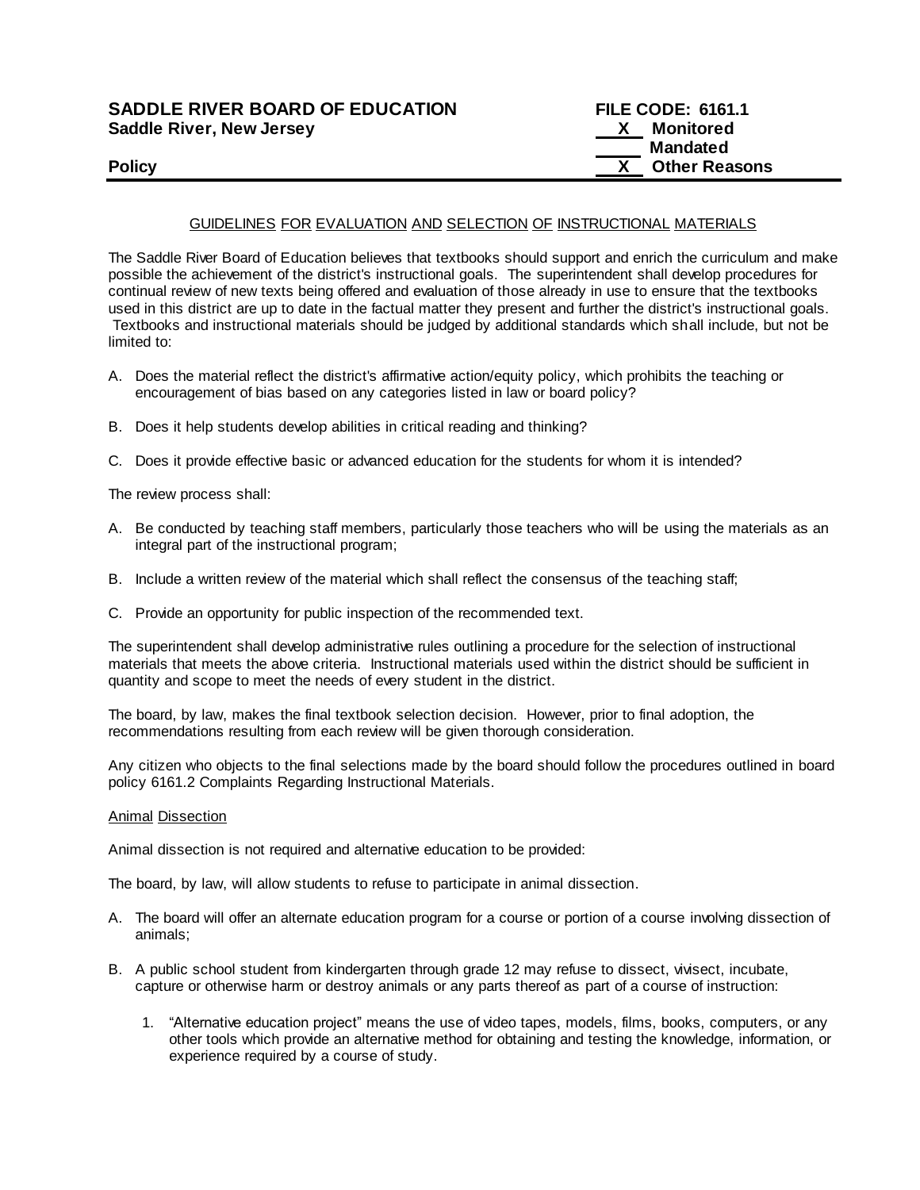**SADDLE RIVER BOARD OF EDUCATION**
**Saddle River, New Jersey**

**FILE CODE: 6161.1**
**\_\_X\_\_ Monitored**
**\_\_\_\_\_ Mandated**
**\_\_X\_\_ Other Reasons**

**Policy**

---

## GUIDELINES FOR EVALUATION AND SELECTION OF INSTRUCTIONAL MATERIALS

The Saddle River Board of Education believes that textbooks should support and enrich the curriculum and make possible the achievement of the district's instructional goals. The superintendent shall develop procedures for continual review of new texts being offered and evaluation of those already in use to ensure that the textbooks used in this district are up to date in the factual matter they present and further the district's instructional goals. Textbooks and instructional materials should be judged by additional standards which shall include, but not be limited to:

A. Does the material reflect the district's affirmative action/equity policy, which prohibits the teaching or encouragement of bias based on any categories listed in law or board policy?

B. Does it help students develop abilities in critical reading and thinking?

C. Does it provide effective basic or advanced education for the students for whom it is intended?

The review process shall:

A. Be conducted by teaching staff members, particularly those teachers who will be using the materials as an integral part of the instructional program;

B. Include a written review of the material which shall reflect the consensus of the teaching staff;

C. Provide an opportunity for public inspection of the recommended text.

The superintendent shall develop administrative rules outlining a procedure for the selection of instructional materials that meets the above criteria. Instructional materials used within the district should be sufficient in quantity and scope to meet the needs of every student in the district.

The board, by law, makes the final textbook selection decision. However, prior to final adoption, the recommendations resulting from each review will be given thorough consideration.

Any citizen who objects to the final selections made by the board should follow the procedures outlined in board policy 6161.2 Complaints Regarding Instructional Materials.

### Animal Dissection

Animal dissection is not required and alternative education to be provided:

The board, by law, will allow students to refuse to participate in animal dissection.

A. The board will offer an alternate education program for a course or portion of a course involving dissection of animals;

B. A public school student from kindergarten through grade 12 may refuse to dissect, vivisect, incubate, capture or otherwise harm or destroy animals or any parts thereof as part of a course of instruction:

   1. "Alternative education project" means the use of video tapes, models, films, books, computers, or any other tools which provide an alternative method for obtaining and testing the knowledge, information, or experience required by a course of study.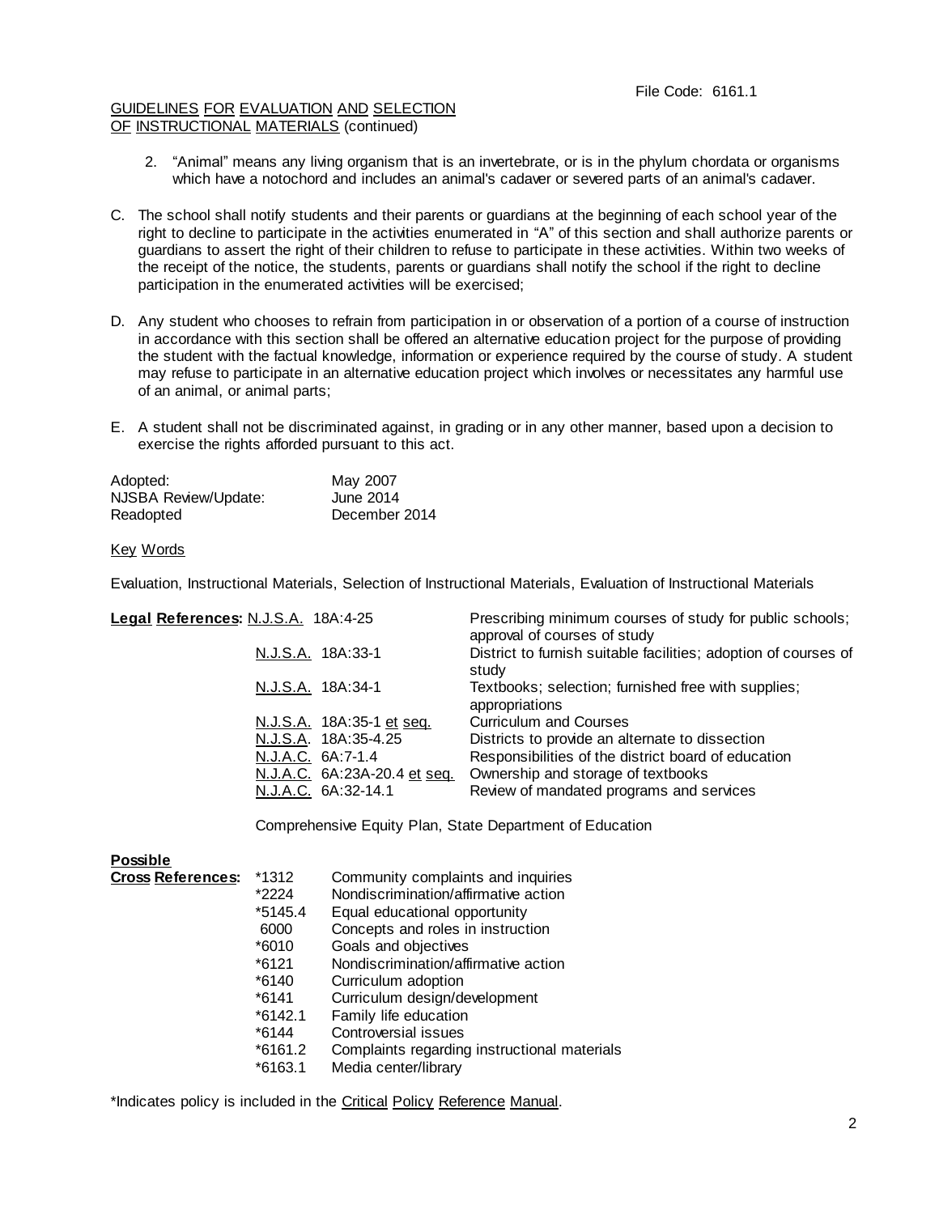GUIDELINES FOR EVALUATION AND SELECTION OF INSTRUCTIONAL MATERIALS (continued)

2. "Animal" means any living organism that is an invertebrate, or is in the phylum chordata or organisms which have a notochord and includes an animal's cadaver or severed parts of an animal's cadaver.

C. The school shall notify students and their parents or guardians at the beginning of each school year of the right to decline to participate in the activities enumerated in "A" of this section and shall authorize parents or guardians to assert the right of their children to refuse to participate in these activities. Within two weeks of the receipt of the notice, the students, parents or guardians shall notify the school if the right to decline participation in the enumerated activities will be exercised;

D. Any student who chooses to refrain from participation in or observation of a portion of a course of instruction in accordance with this section shall be offered an alternative education project for the purpose of providing the student with the factual knowledge, information or experience required by the course of study. A student may refuse to participate in an alternative education project which involves or necessitates any harmful use of an animal, or animal parts;

E. A student shall not be discriminated against, in grading or in any other manner, based upon a decision to exercise the rights afforded pursuant to this act.

| | |
|---|---|
| Adopted: | May 2007 |
| NJSBA Review/Update: | June 2014 |
| Readopted | December 2014 |

Key Words

Evaluation, Instructional Materials, Selection of Instructional Materials, Evaluation of Instructional Materials

| **Legal References:** | |
|---|---|
| N.J.S.A. 18A:4-25 | Prescribing minimum courses of study for public schools; approval of courses of study |
| N.J.S.A. 18A:33-1 | District to furnish suitable facilities; adoption of courses of study |
| N.J.S.A. 18A:34-1 | Textbooks; selection; furnished free with supplies; appropriations |
| N.J.S.A. 18A:35-1 et seq. | Curriculum and Courses |
| N.J.S.A. 18A:35-4.25 | Districts to provide an alternate to dissection |
| N.J.A.C. 6A:7-1.4 | Responsibilities of the district board of education |
| N.J.A.C. 6A:23A-20.4 et seq. | Ownership and storage of textbooks |
| N.J.A.C. 6A:32-14.1 | Review of mandated programs and services |

Comprehensive Equity Plan, State Department of Education

| **Possible Cross References:** | |
|---|---|
| *1312 | Community complaints and inquiries |
| *2224 | Nondiscrimination/affirmative action |
| *5145.4 | Equal educational opportunity |
| 6000 | Concepts and roles in instruction |
| *6010 | Goals and objectives |
| *6121 | Nondiscrimination/affirmative action |
| *6140 | Curriculum adoption |
| *6141 | Curriculum design/development |
| *6142.1 | Family life education |
| *6144 | Controversial issues |
| *6161.2 | Complaints regarding instructional materials |
| *6163.1 | Media center/library |

*Indicates policy is included in the Critical Policy Reference Manual.